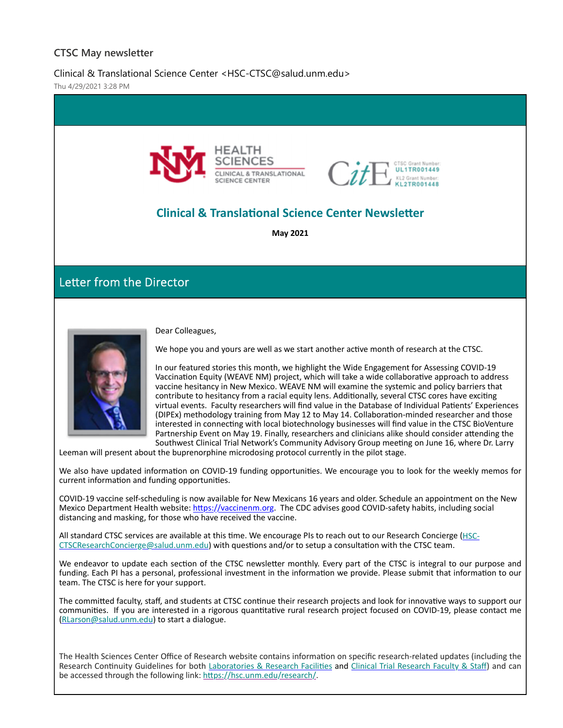CTSC May newsletter

Clinical & Translational Science Center <HSC-CTSC@salud.unm.edu>
Thu 4/29/2021 3:28 PM

HEALTH SCIENCES
CLINICAL & TRANSLATIONAL SCIENCE CENTER

CitE CTSC Grant Number: UL1TR001449 KL2 Grant Number: KL2TR001448

# Clinical & Translational Science Center Newsletter

**May 2021**

## Letter from the Director

Dear Colleagues,

We hope you and yours are well as we start another active month of research at the CTSC.

In our featured stories this month, we highlight the Wide Engagement for Assessing COVID-19 Vaccination Equity (WEAVE NM) project, which will take a wide collaborative approach to address vaccine hesitancy in New Mexico. WEAVE NM will examine the systemic and policy barriers that contribute to hesitancy from a racial equity lens. Additionally, several CTSC cores have exciting virtual events. Faculty researchers will find value in the Database of Individual Patients' Experiences (DIPEx) methodology training from May 12 to May 14. Collaboration-minded researcher and those interested in connecting with local biotechnology businesses will find value in the CTSC BioVenture Partnership Event on May 19. Finally, researchers and clinicians alike should consider attending the Southwest Clinical Trial Network's Community Advisory Group meeting on June 16, where Dr. Larry Leeman will present about the buprenorphine microdosing protocol currently in the pilot stage.

We also have updated information on COVID-19 funding opportunities. We encourage you to look for the weekly memos for current information and funding opportunities.

COVID-19 vaccine self-scheduling is now available for New Mexicans 16 years and older. Schedule an appointment on the New Mexico Department Health website: https://vaccinenm.org. The CDC advises good COVID-safety habits, including social distancing and masking, for those who have received the vaccine.

All standard CTSC services are available at this time. We encourage PIs to reach out to our Research Concierge (HSC-CTSCResearchConcierge@salud.unm.edu) with questions and/or to setup a consultation with the CTSC team.

We endeavor to update each section of the CTSC newsletter monthly. Every part of the CTSC is integral to our purpose and funding. Each PI has a personal, professional investment in the information we provide. Please submit that information to our team. The CTSC is here for your support.

The committed faculty, staff, and students at CTSC continue their research projects and look for innovative ways to support our communities. If you are interested in a rigorous quantitative rural research project focused on COVID-19, please contact me (RLarson@salud.unm.edu) to start a dialogue.

The Health Sciences Center Office of Research website contains information on specific research-related updates (including the Research Continuity Guidelines for both Laboratories & Research Facilities and Clinical Trial Research Faculty & Staff) and can be accessed through the following link: https://hsc.unm.edu/research/.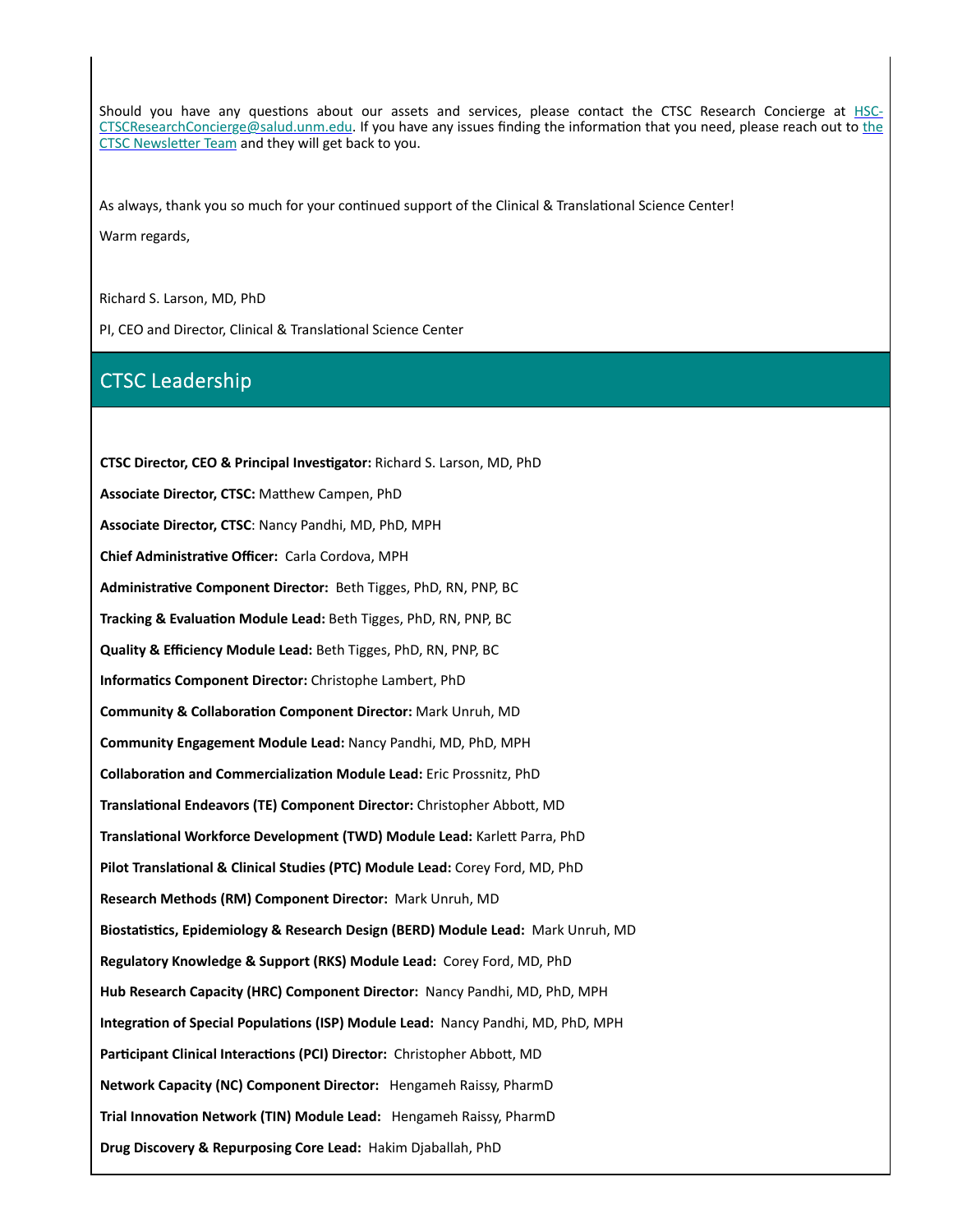Should you have any questions about our assets and services, please contact the CTSC Research Concierge at HSC-CTSCResearchConcierge@salud.unm.edu. If you have any issues finding the information that you need, please reach out to the CTSC Newsletter Team and they will get back to you.

As always, thank you so much for your continued support of the Clinical & Translational Science Center!

Warm regards,

Richard S. Larson, MD, PhD

PI, CEO and Director, Clinical & Translational Science Center

## CTSC Leadership

**CTSC Director, CEO & Principal Investigator:** Richard S. Larson, MD, PhD

**Associate Director, CTSC:** Matthew Campen, PhD

**Associate Director, CTSC**: Nancy Pandhi, MD, PhD, MPH

**Chief Administrative Officer:** Carla Cordova, MPH

**Administrative Component Director:** Beth Tigges, PhD, RN, PNP, BC

**Tracking & Evaluation Module Lead:** Beth Tigges, PhD, RN, PNP, BC

**Quality & Efficiency Module Lead:** Beth Tigges, PhD, RN, PNP, BC

**Informatics Component Director:** Christophe Lambert, PhD

**Community & Collaboration Component Director:** Mark Unruh, MD

**Community Engagement Module Lead:** Nancy Pandhi, MD, PhD, MPH

**Collaboration and Commercialization Module Lead:** Eric Prossnitz, PhD

**Translational Endeavors (TE) Component Director:** Christopher Abbott, MD

**Translational Workforce Development (TWD) Module Lead:** Karlett Parra, PhD

**Pilot Translational & Clinical Studies (PTC) Module Lead:** Corey Ford, MD, PhD

**Research Methods (RM) Component Director:** Mark Unruh, MD

**Biostatistics, Epidemiology & Research Design (BERD) Module Lead:** Mark Unruh, MD

**Regulatory Knowledge & Support (RKS) Module Lead:** Corey Ford, MD, PhD

**Hub Research Capacity (HRC) Component Director:** Nancy Pandhi, MD, PhD, MPH

**Integration of Special Populations (ISP) Module Lead:** Nancy Pandhi, MD, PhD, MPH

**Participant Clinical Interactions (PCI) Director:** Christopher Abbott, MD

**Network Capacity (NC) Component Director:** Hengameh Raissy, PharmD

**Trial Innovation Network (TIN) Module Lead:** Hengameh Raissy, PharmD

**Drug Discovery & Repurposing Core Lead:** Hakim Djaballah, PhD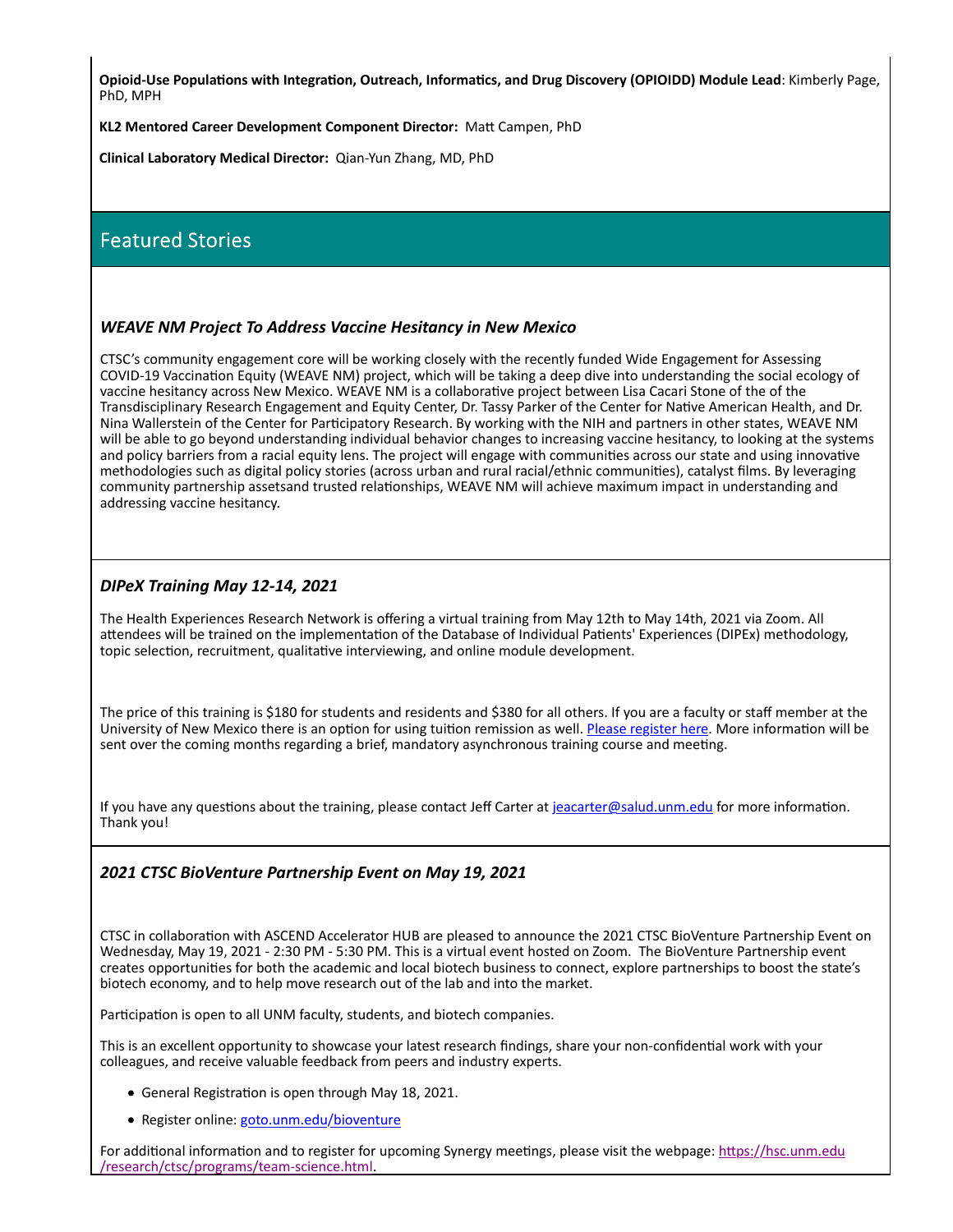**Opioid-Use Populations with Integration, Outreach, Informatics, and Drug Discovery (OPIOIDD) Module Lead**: Kimberly Page, PhD, MPH

**KL2 Mentored Career Development Component Director:** Matt Campen, PhD

**Clinical Laboratory Medical Director:** Qian-Yun Zhang, MD, PhD

## Featured Stories

### *WEAVE NM Project To Address Vaccine Hesitancy in New Mexico*

CTSC's community engagement core will be working closely with the recently funded Wide Engagement for Assessing COVID-19 Vaccination Equity (WEAVE NM) project, which will be taking a deep dive into understanding the social ecology of vaccine hesitancy across New Mexico. WEAVE NM is a collaborative project between Lisa Cacari Stone of the of the Transdisciplinary Research Engagement and Equity Center, Dr. Tassy Parker of the Center for Native American Health, and Dr. Nina Wallerstein of the Center for Participatory Research. By working with the NIH and partners in other states, WEAVE NM will be able to go beyond understanding individual behavior changes to increasing vaccine hesitancy, to looking at the systems and policy barriers from a racial equity lens. The project will engage with communities across our state and using innovative methodologies such as digital policy stories (across urban and rural racial/ethnic communities), catalyst films. By leveraging community partnership assetsand trusted relationships, WEAVE NM will achieve maximum impact in understanding and addressing vaccine hesitancy.

### *DIPeX Training May 12-14, 2021*

The Health Experiences Research Network is offering a virtual training from May 12th to May 14th, 2021 via Zoom. All attendees will be trained on the implementation of the Database of Individual Patients' Experiences (DIPEx) methodology, topic selection, recruitment, qualitative interviewing, and online module development.

The price of this training is $180 for students and residents and $380 for all others. If you are a faculty or staff member at the University of New Mexico there is an option for using tuition remission as well. Please register here. More information will be sent over the coming months regarding a brief, mandatory asynchronous training course and meeting.

If you have any questions about the training, please contact Jeff Carter at jeacarter@salud.unm.edu for more information. Thank you!

### *2021 CTSC BioVenture Partnership Event on May 19, 2021*

CTSC in collaboration with ASCEND Accelerator HUB are pleased to announce the 2021 CTSC BioVenture Partnership Event on Wednesday, May 19, 2021 - 2:30 PM - 5:30 PM. This is a virtual event hosted on Zoom. The BioVenture Partnership event creates opportunities for both the academic and local biotech business to connect, explore partnerships to boost the state's biotech economy, and to help move research out of the lab and into the market.

Participation is open to all UNM faculty, students, and biotech companies.

This is an excellent opportunity to showcase your latest research findings, share your non-confidential work with your colleagues, and receive valuable feedback from peers and industry experts.

- General Registration is open through May 18, 2021.
- Register online: goto.unm.edu/bioventure

For additional information and to register for upcoming Synergy meetings, please visit the webpage: https://hsc.unm.edu/research/ctsc/programs/team-science.html.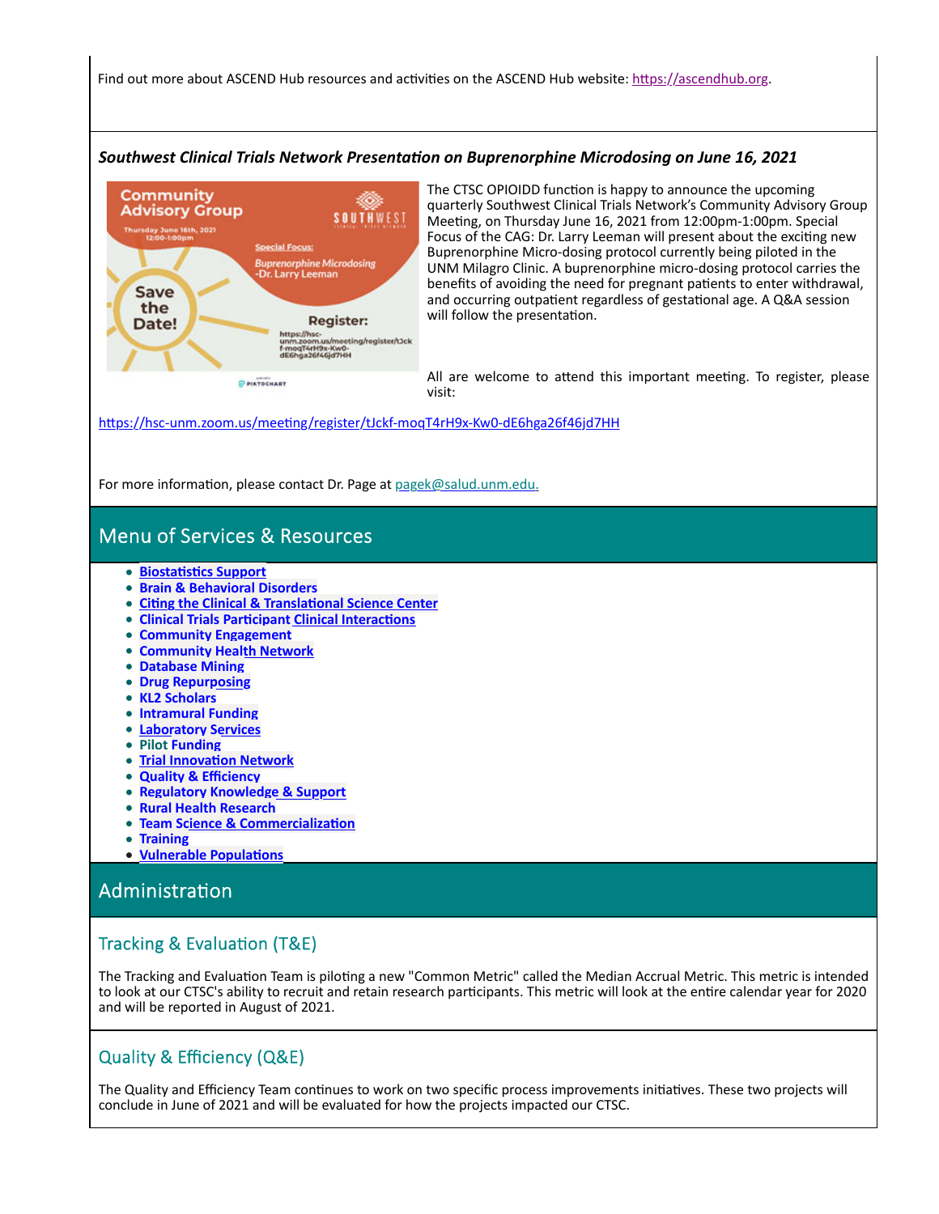Find out more about ASCEND Hub resources and activities on the ASCEND Hub website: https://ascendhub.org.

### *Southwest Clinical Trials Network Presentation on Buprenorphine Microdosing on June 16, 2021*

The CTSC OPIOIDD function is happy to announce the upcoming quarterly Southwest Clinical Trials Network's Community Advisory Group Meeting, on Thursday June 16, 2021 from 12:00pm-1:00pm. Special Focus of the CAG: Dr. Larry Leeman will present about the exciting new Buprenorphine Micro-dosing protocol currently being piloted in the UNM Milagro Clinic. A buprenorphine micro-dosing protocol carries the benefits of avoiding the need for pregnant patients to enter withdrawal, and occurring outpatient regardless of gestational age. A Q&A session will follow the presentation.

All are welcome to attend this important meeting. To register, please visit:

https://hsc-unm.zoom.us/meeting/register/tJckf-moqT4rH9x-Kw0-dE6hga26f46jd7HH

For more information, please contact Dr. Page at pagek@salud.unm.edu.

## Menu of Services & Resources

- **Biostatistics Support**
- **Brain & Behavioral Disorders**
- **Citing the Clinical & Translational Science Center**
- **Clinical Trials Participant Clinical Interactions**
- **Community Engagement**
- **Community Health Network**
- **Database Mining**
- **Drug Repurposing**
- **KL2 Scholars**
- **Intramural Funding**
- **Laboratory Services**
- **Pilot Funding**
- **Trial Innovation Network**
- **Quality & Efficiency**
- **Regulatory Knowledge & Support**
- **Rural Health Research**
- **Team Science & Commercialization**
- **Training**
- **Vulnerable Populations**

## Administration

### Tracking & Evaluation (T&E)

The Tracking and Evaluation Team is piloting a new "Common Metric" called the Median Accrual Metric. This metric is intended to look at our CTSC's ability to recruit and retain research participants. This metric will look at the entire calendar year for 2020 and will be reported in August of 2021.

### Quality & Efficiency (Q&E)

The Quality and Efficiency Team continues to work on two specific process improvements initiatives. These two projects will conclude in June of 2021 and will be evaluated for how the projects impacted our CTSC.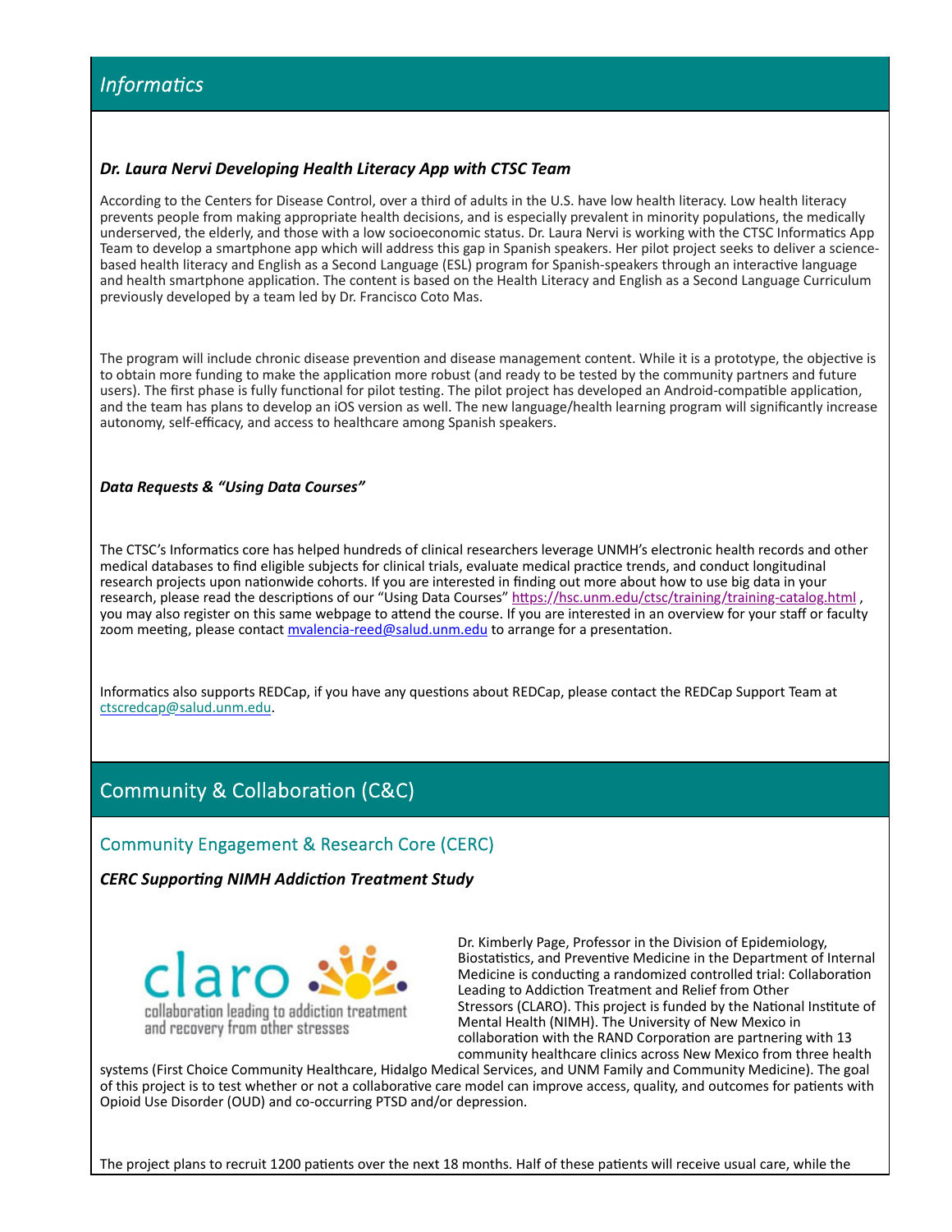## Informatics

***Dr. Laura Nervi Developing Health Literacy App with CTSC Team***

According to the Centers for Disease Control, over a third of adults in the U.S. have low health literacy. Low health literacy prevents people from making appropriate health decisions, and is especially prevalent in minority populations, the medically underserved, the elderly, and those with a low socioeconomic status. Dr. Laura Nervi is working with the CTSC Informatics App Team to develop a smartphone app which will address this gap in Spanish speakers. Her pilot project seeks to deliver a science-based health literacy and English as a Second Language (ESL) program for Spanish-speakers through an interactive language and health smartphone application. The content is based on the Health Literacy and English as a Second Language Curriculum previously developed by a team led by Dr. Francisco Coto Mas.

The program will include chronic disease prevention and disease management content. While it is a prototype, the objective is to obtain more funding to make the application more robust (and ready to be tested by the community partners and future users). The first phase is fully functional for pilot testing. The pilot project has developed an Android-compatible application, and the team has plans to develop an iOS version as well. The new language/health learning program will significantly increase autonomy, self-efficacy, and access to healthcare among Spanish speakers.

***Data Requests & "Using Data Courses"***

The CTSC's Informatics core has helped hundreds of clinical researchers leverage UNMH's electronic health records and other medical databases to find eligible subjects for clinical trials, evaluate medical practice trends, and conduct longitudinal research projects upon nationwide cohorts. If you are interested in finding out more about how to use big data in your research, please read the descriptions of our "Using Data Courses" https://hsc.unm.edu/ctsc/training/training-catalog.html , you may also register on this same webpage to attend the course. If you are interested in an overview for your staff or faculty zoom meeting, please contact mvalencia-reed@salud.unm.edu to arrange for a presentation.

Informatics also supports REDCap, if you have any questions about REDCap, please contact the REDCap Support Team at ctscredcap@salud.unm.edu.

## Community & Collaboration (C&C)

### Community Engagement & Research Core (CERC)

***CERC Supporting NIMH Addiction Treatment Study***

claro
collaboration leading to addiction treatment and recovery from other stresses

Dr. Kimberly Page, Professor in the Division of Epidemiology, Biostatistics, and Preventive Medicine in the Department of Internal Medicine is conducting a randomized controlled trial: Collaboration Leading to Addiction Treatment and Relief from Other Stressors (CLARO). This project is funded by the National Institute of Mental Health (NIMH). The University of New Mexico in collaboration with the RAND Corporation are partnering with 13 community healthcare clinics across New Mexico from three health systems (First Choice Community Healthcare, Hidalgo Medical Services, and UNM Family and Community Medicine). The goal of this project is to test whether or not a collaborative care model can improve access, quality, and outcomes for patients with Opioid Use Disorder (OUD) and co-occurring PTSD and/or depression.

The project plans to recruit 1200 patients over the next 18 months. Half of these patients will receive usual care, while the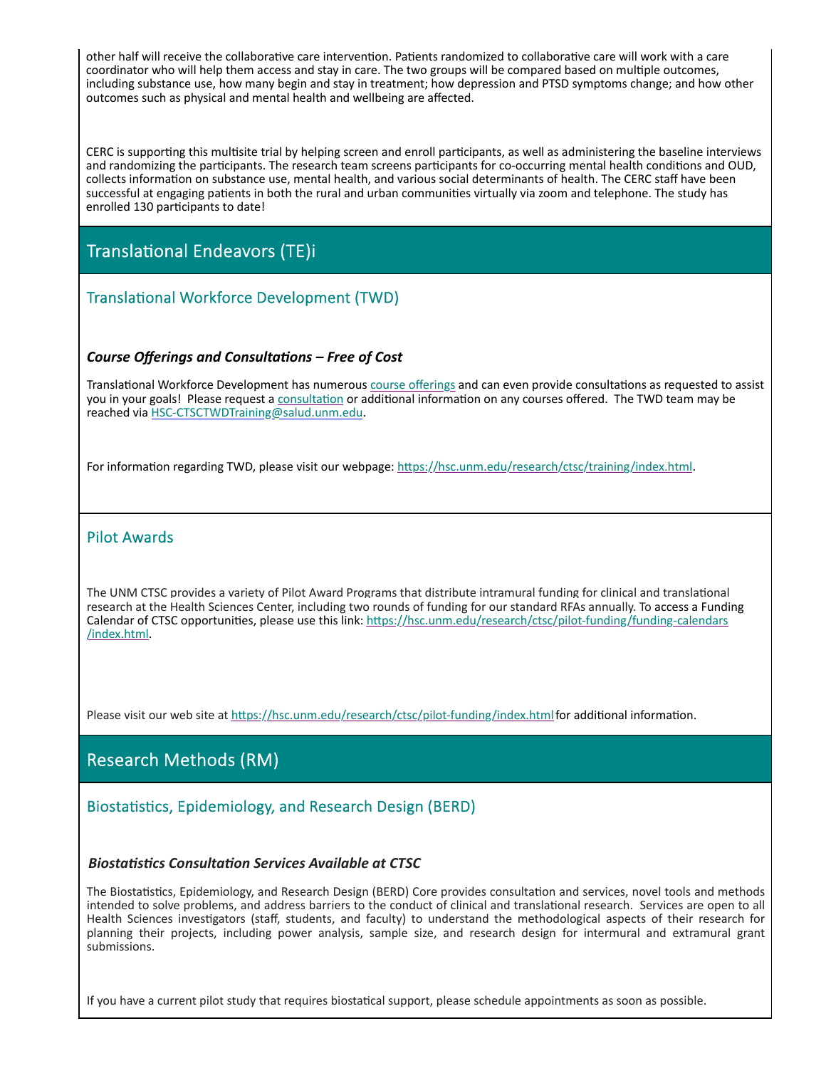other half will receive the collaborative care intervention. Patients randomized to collaborative care will work with a care coordinator who will help them access and stay in care. The two groups will be compared based on multiple outcomes, including substance use, how many begin and stay in treatment; how depression and PTSD symptoms change; and how other outcomes such as physical and mental health and wellbeing are affected.

CERC is supporting this multisite trial by helping screen and enroll participants, as well as administering the baseline interviews and randomizing the participants. The research team screens participants for co-occurring mental health conditions and OUD, collects information on substance use, mental health, and various social determinants of health. The CERC staff have been successful at engaging patients in both the rural and urban communities virtually via zoom and telephone. The study has enrolled 130 participants to date!

## Translational Endeavors (TE)i

### Translational Workforce Development (TWD)

***Course Offerings and Consultations – Free of Cost***

Translational Workforce Development has numerous course offerings and can even provide consultations as requested to assist you in your goals! Please request a consultation or additional information on any courses offered. The TWD team may be reached via HSC-CTSCTWDTraining@salud.unm.edu.

For information regarding TWD, please visit our webpage: https://hsc.unm.edu/research/ctsc/training/index.html.

### Pilot Awards

The UNM CTSC provides a variety of Pilot Award Programs that distribute intramural funding for clinical and translational research at the Health Sciences Center, including two rounds of funding for our standard RFAs annually. To access a Funding Calendar of CTSC opportunities, please use this link: https://hsc.unm.edu/research/ctsc/pilot-funding/funding-calendars/index.html.

Please visit our web site at https://hsc.unm.edu/research/ctsc/pilot-funding/index.html for additional information.

## Research Methods (RM)

### Biostatistics, Epidemiology, and Research Design (BERD)

***Biostatistics Consultation Services Available at CTSC***

The Biostatistics, Epidemiology, and Research Design (BERD) Core provides consultation and services, novel tools and methods intended to solve problems, and address barriers to the conduct of clinical and translational research. Services are open to all Health Sciences investigators (staff, students, and faculty) to understand the methodological aspects of their research for planning their projects, including power analysis, sample size, and research design for intermural and extramural grant submissions.

If you have a current pilot study that requires biostatical support, please schedule appointments as soon as possible.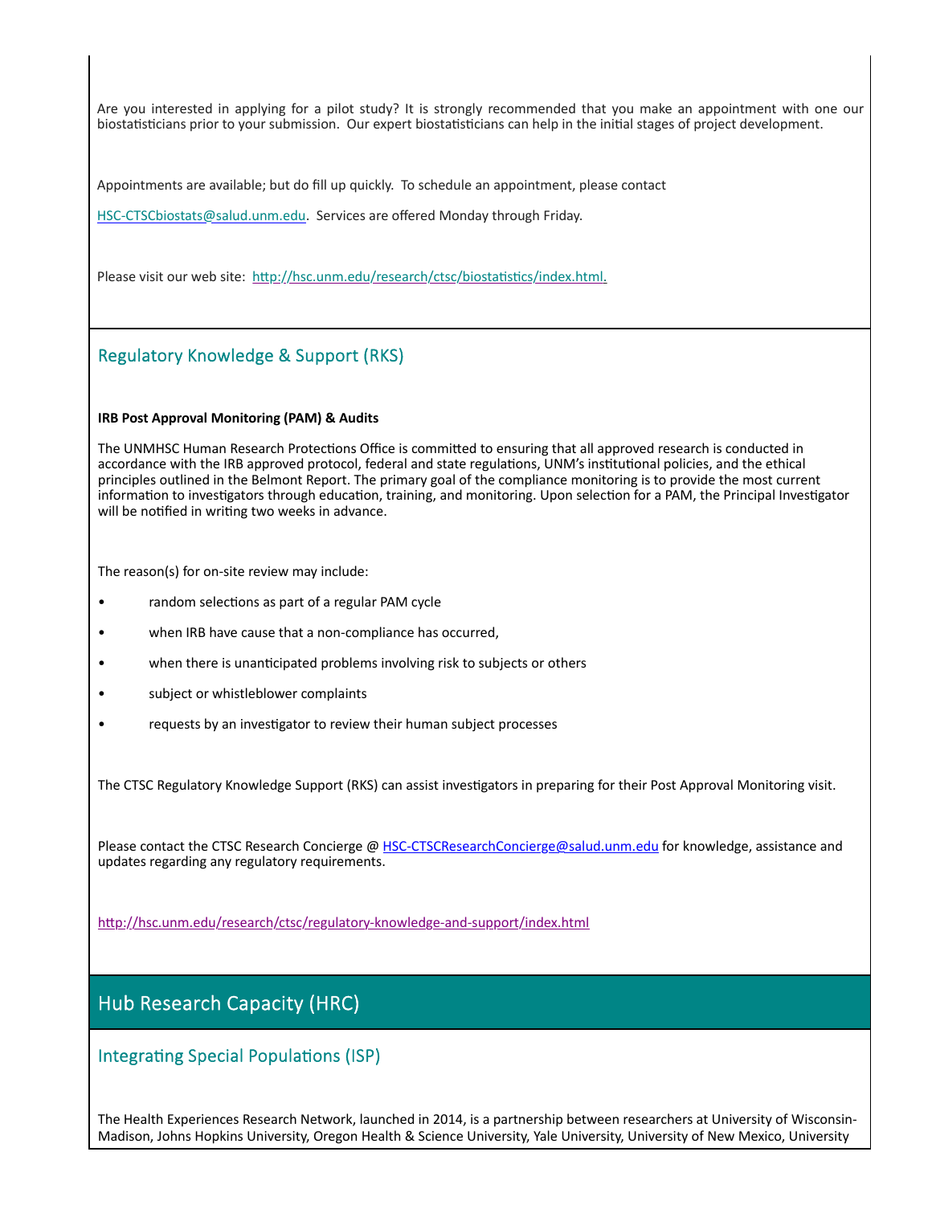Are you interested in applying for a pilot study? It is strongly recommended that you make an appointment with one our biostatisticians prior to your submission. Our expert biostatisticians can help in the initial stages of project development.

Appointments are available; but do fill up quickly. To schedule an appointment, please contact

HSC-CTSCbiostats@salud.unm.edu. Services are offered Monday through Friday.

Please visit our web site: http://hsc.unm.edu/research/ctsc/biostatistics/index.html.

## Regulatory Knowledge & Support (RKS)

**IRB Post Approval Monitoring (PAM) & Audits**

The UNMHSC Human Research Protections Office is committed to ensuring that all approved research is conducted in accordance with the IRB approved protocol, federal and state regulations, UNM's institutional policies, and the ethical principles outlined in the Belmont Report. The primary goal of the compliance monitoring is to provide the most current information to investigators through education, training, and monitoring. Upon selection for a PAM, the Principal Investigator will be notified in writing two weeks in advance.

The reason(s) for on-site review may include:

- random selections as part of a regular PAM cycle
- when IRB have cause that a non-compliance has occurred,
- when there is unanticipated problems involving risk to subjects or others
- subject or whistleblower complaints
- requests by an investigator to review their human subject processes

The CTSC Regulatory Knowledge Support (RKS) can assist investigators in preparing for their Post Approval Monitoring visit.

Please contact the CTSC Research Concierge @ HSC-CTSCResearchConcierge@salud.unm.edu for knowledge, assistance and updates regarding any regulatory requirements.

http://hsc.unm.edu/research/ctsc/regulatory-knowledge-and-support/index.html

# Hub Research Capacity (HRC)

## Integrating Special Populations (ISP)

The Health Experiences Research Network, launched in 2014, is a partnership between researchers at University of Wisconsin-Madison, Johns Hopkins University, Oregon Health & Science University, Yale University, University of New Mexico, University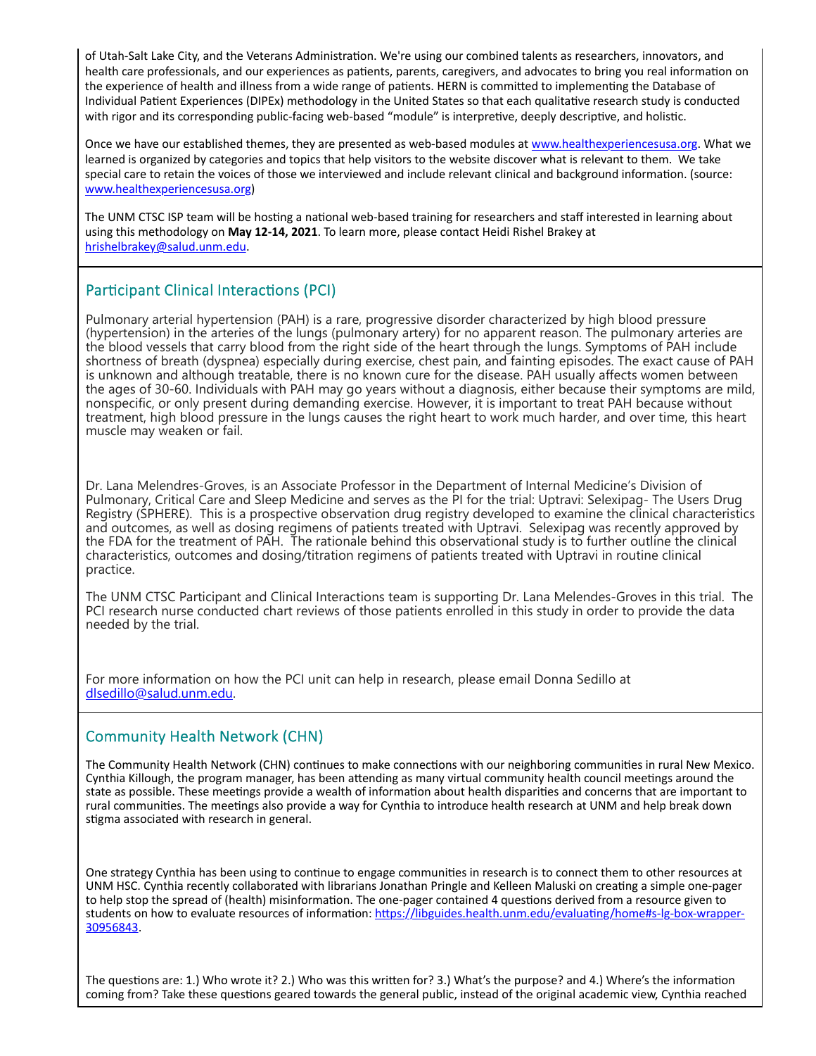of Utah-Salt Lake City, and the Veterans Administration. We're using our combined talents as researchers, innovators, and health care professionals, and our experiences as patients, parents, caregivers, and advocates to bring you real information on the experience of health and illness from a wide range of patients. HERN is committed to implementing the Database of Individual Patient Experiences (DIPEx) methodology in the United States so that each qualitative research study is conducted with rigor and its corresponding public-facing web-based "module" is interpretive, deeply descriptive, and holistic.

Once we have our established themes, they are presented as web-based modules at www.healthexperiencesusa.org. What we learned is organized by categories and topics that help visitors to the website discover what is relevant to them. We take special care to retain the voices of those we interviewed and include relevant clinical and background information. (source: www.healthexperiencesusa.org)

The UNM CTSC ISP team will be hosting a national web-based training for researchers and staff interested in learning about using this methodology on **May 12-14, 2021**. To learn more, please contact Heidi Rishel Brakey at hrishelbrakey@salud.unm.edu.

## Participant Clinical Interactions (PCI)

Pulmonary arterial hypertension (PAH) is a rare, progressive disorder characterized by high blood pressure (hypertension) in the arteries of the lungs (pulmonary artery) for no apparent reason. The pulmonary arteries are the blood vessels that carry blood from the right side of the heart through the lungs. Symptoms of PAH include shortness of breath (dyspnea) especially during exercise, chest pain, and fainting episodes. The exact cause of PAH is unknown and although treatable, there is no known cure for the disease. PAH usually affects women between the ages of 30-60. Individuals with PAH may go years without a diagnosis, either because their symptoms are mild, nonspecific, or only present during demanding exercise. However, it is important to treat PAH because without treatment, high blood pressure in the lungs causes the right heart to work much harder, and over time, this heart muscle may weaken or fail.

Dr. Lana Melendres-Groves, is an Associate Professor in the Department of Internal Medicine's Division of Pulmonary, Critical Care and Sleep Medicine and serves as the PI for the trial: Uptravi: Selexipag- The Users Drug Registry (SPHERE). This is a prospective observation drug registry developed to examine the clinical characteristics and outcomes, as well as dosing regimens of patients treated with Uptravi. Selexipag was recently approved by the FDA for the treatment of PAH. The rationale behind this observational study is to further outline the clinical characteristics, outcomes and dosing/titration regimens of patients treated with Uptravi in routine clinical practice.

The UNM CTSC Participant and Clinical Interactions team is supporting Dr. Lana Melendes-Groves in this trial. The PCI research nurse conducted chart reviews of those patients enrolled in this study in order to provide the data needed by the trial.

For more information on how the PCI unit can help in research, please email Donna Sedillo at dlsedillo@salud.unm.edu.

## Community Health Network (CHN)

The Community Health Network (CHN) continues to make connections with our neighboring communities in rural New Mexico. Cynthia Killough, the program manager, has been attending as many virtual community health council meetings around the state as possible. These meetings provide a wealth of information about health disparities and concerns that are important to rural communities. The meetings also provide a way for Cynthia to introduce health research at UNM and help break down stigma associated with research in general.

One strategy Cynthia has been using to continue to engage communities in research is to connect them to other resources at UNM HSC. Cynthia recently collaborated with librarians Jonathan Pringle and Kelleen Maluski on creating a simple one-pager to help stop the spread of (health) misinformation. The one-pager contained 4 questions derived from a resource given to students on how to evaluate resources of information: https://libguides.health.unm.edu/evaluating/home#s-lg-box-wrapper-30956843.

The questions are: 1.) Who wrote it? 2.) Who was this written for? 3.) What's the purpose? and 4.) Where's the information coming from? Take these questions geared towards the general public, instead of the original academic view, Cynthia reached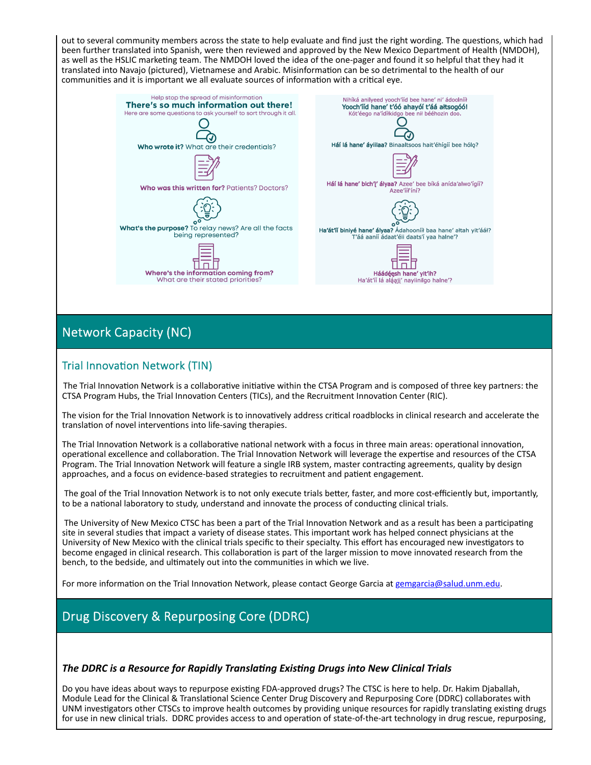out to several community members across the state to help evaluate and find just the right wording. The questions, which had been further translated into Spanish, were then reviewed and approved by the New Mexico Department of Health (NMDOH), as well as the HSLIC marketing team. The NMDOH loved the idea of the one-pager and found it so helpful that they had it translated into Navajo (pictured), Vietnamese and Arabic. Misinformation can be so detrimental to the health of our communities and it is important we all evaluate sources of information with a critical eye.

Help stop the spread of misinformation

**There's so much information out there!**

Here are some questions to ask yourself to sort through it all.

**Who wrote it?** What are their credentials?

**Who was this written for?** Patients? Doctors?

**What's the purpose?** To relay news? Are all the facts being represented?

**Where's the information coming from?** What are their stated priorities?

Nihíká anilyeed yooch'ííd bee hane' ni' ádoolnííł

**Yooch'ííd hane' t'óó ahayóí t'áá ałtsogóó!**

Kót'éego na'ídíłkidgo bee nił béého­zin doo.

**Háí lá hane' áyiilaa?** Binaaltsoos hait'éhígíí bee hóló?

**Háí lá hane' bich'į' ályaa?** Azee' bee bíká anída'alwo'ígíí? Azee'íil'íní?

**Ha'át'íí biniyé hane' ályaa?** Ádahooníił baa hane' ałtah yit'ááł? T'áá aaníí ádaat'éii daats'í yaa halne'?

**Háádęęsh hane' yit'ih?** Ha'át'íí lá ałąąjį' nayiinilgo halne'?

## Network Capacity (NC)

### Trial Innovation Network (TIN)

The Trial Innovation Network is a collaborative initiative within the CTSA Program and is composed of three key partners: the CTSA Program Hubs, the Trial Innovation Centers (TICs), and the Recruitment Innovation Center (RIC).

The vision for the Trial Innovation Network is to innovatively address critical roadblocks in clinical research and accelerate the translation of novel interventions into life-saving therapies.

The Trial Innovation Network is a collaborative national network with a focus in three main areas: operational innovation, operational excellence and collaboration. The Trial Innovation Network will leverage the expertise and resources of the CTSA Program. The Trial Innovation Network will feature a single IRB system, master contracting agreements, quality by design approaches, and a focus on evidence-based strategies to recruitment and patient engagement.

The goal of the Trial Innovation Network is to not only execute trials better, faster, and more cost-efficiently but, importantly, to be a national laboratory to study, understand and innovate the process of conducting clinical trials.

The University of New Mexico CTSC has been a part of the Trial Innovation Network and as a result has been a participating site in several studies that impact a variety of disease states. This important work has helped connect physicians at the University of New Mexico with the clinical trials specific to their specialty. This effort has encouraged new investigators to become engaged in clinical research. This collaboration is part of the larger mission to move innovated research from the bench, to the bedside, and ultimately out into the communities in which we live.

For more information on the Trial Innovation Network, please contact George Garcia at gemgarcia@salud.unm.edu.

## Drug Discovery & Repurposing Core (DDRC)

***The DDRC is a Resource for Rapidly Translating Existing Drugs into New Clinical Trials***

Do you have ideas about ways to repurpose existing FDA-approved drugs? The CTSC is here to help. Dr. Hakim Djaballah, Module Lead for the Clinical & Translational Science Center Drug Discovery and Repurposing Core (DDRC) collaborates with UNM investigators other CTSCs to improve health outcomes by providing unique resources for rapidly translating existing drugs for use in new clinical trials. DDRC provides access to and operation of state-of-the-art technology in drug rescue, repurposing,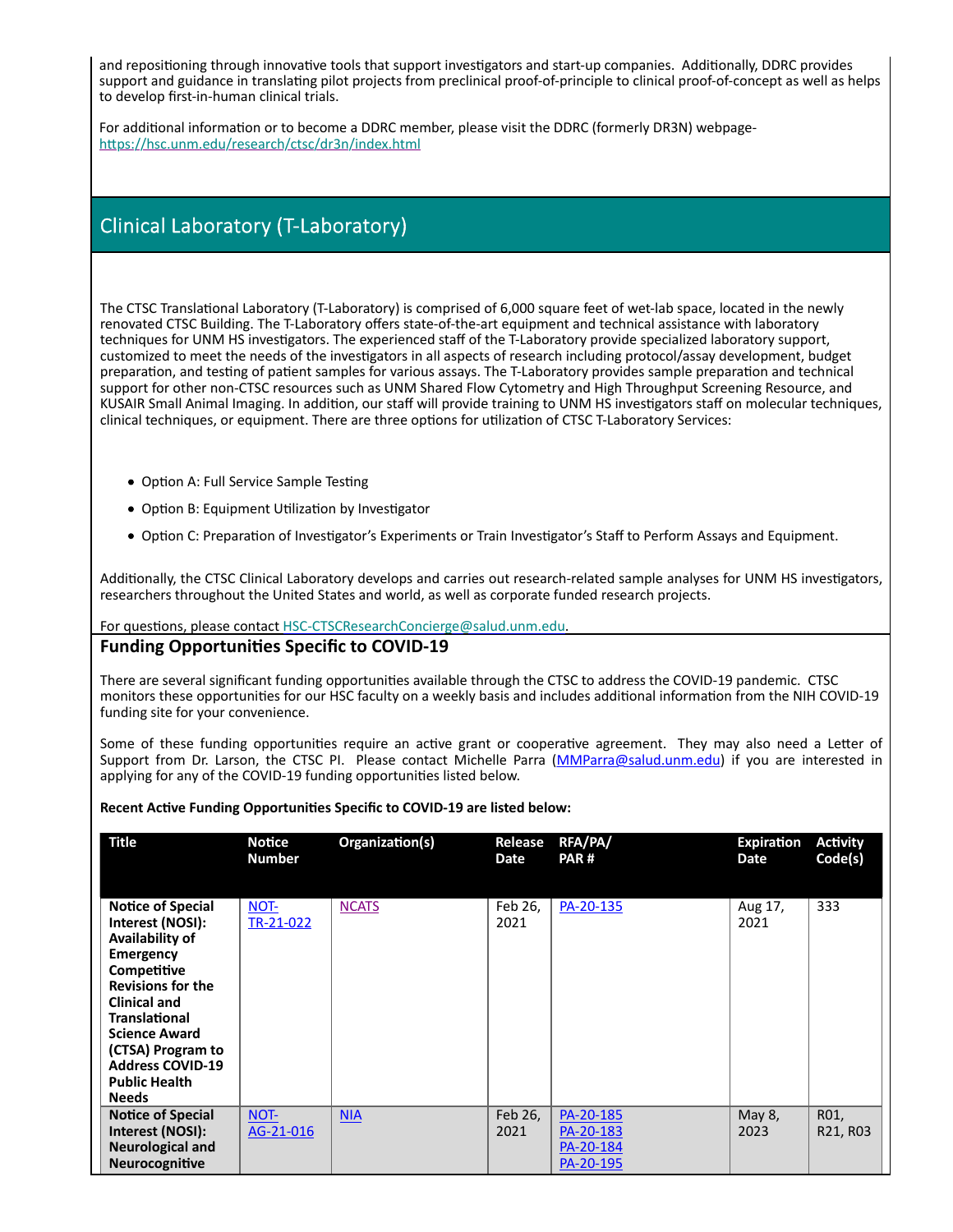and repositioning through innovative tools that support investigators and start-up companies. Additionally, DDRC provides support and guidance in translating pilot projects from preclinical proof-of-principle to clinical proof-of-concept as well as helps to develop first-in-human clinical trials.

For additional information or to become a DDRC member, please visit the DDRC (formerly DR3N) webpage- https://hsc.unm.edu/research/ctsc/dr3n/index.html

## Clinical Laboratory (T-Laboratory)

The CTSC Translational Laboratory (T-Laboratory) is comprised of 6,000 square feet of wet-lab space, located in the newly renovated CTSC Building. The T-Laboratory offers state-of-the-art equipment and technical assistance with laboratory techniques for UNM HS investigators. The experienced staff of the T-Laboratory provide specialized laboratory support, customized to meet the needs of the investigators in all aspects of research including protocol/assay development, budget preparation, and testing of patient samples for various assays. The T-Laboratory provides sample preparation and technical support for other non-CTSC resources such as UNM Shared Flow Cytometry and High Throughput Screening Resource, and KUSAIR Small Animal Imaging. In addition, our staff will provide training to UNM HS investigators staff on molecular techniques, clinical techniques, or equipment. There are three options for utilization of CTSC T-Laboratory Services:

- Option A: Full Service Sample Testing
- Option B: Equipment Utilization by Investigator
- Option C: Preparation of Investigator's Experiments or Train Investigator's Staff to Perform Assays and Equipment.

Additionally, the CTSC Clinical Laboratory develops and carries out research-related sample analyses for UNM HS investigators, researchers throughout the United States and world, as well as corporate funded research projects.

For questions, please contact HSC-CTSCResearchConcierge@salud.unm.edu.

## Funding Opportunities Specific to COVID-19

There are several significant funding opportunities available through the CTSC to address the COVID-19 pandemic. CTSC monitors these opportunities for our HSC faculty on a weekly basis and includes additional information from the NIH COVID-19 funding site for your convenience.

Some of these funding opportunities require an active grant or cooperative agreement. They may also need a Letter of Support from Dr. Larson, the CTSC PI. Please contact Michelle Parra (MMParra@salud.unm.edu) if you are interested in applying for any of the COVID-19 funding opportunities listed below.

**Recent Active Funding Opportunities Specific to COVID-19 are listed below:**

| Title | Notice Number | Organization(s) | Release Date | RFA/PA/ PAR # | Expiration Date | Activity Code(s) |
|---|---|---|---|---|---|---|
| **Notice of Special Interest (NOSI): Availability of Emergency Competitive Revisions for the Clinical and Translational Science Award (CTSA) Program to Address COVID-19 Public Health Needs** | NOT-TR-21-022 | NCATS | Feb 26, 2021 | PA-20-135 | Aug 17, 2021 | 333 |
| **Notice of Special Interest (NOSI): Neurological and Neurocognitive** | NOT-AG-21-016 | NIA | Feb 26, 2021 | PA-20-185 PA-20-183 PA-20-184 PA-20-195 | May 8, 2023 | R01, R21, R03 |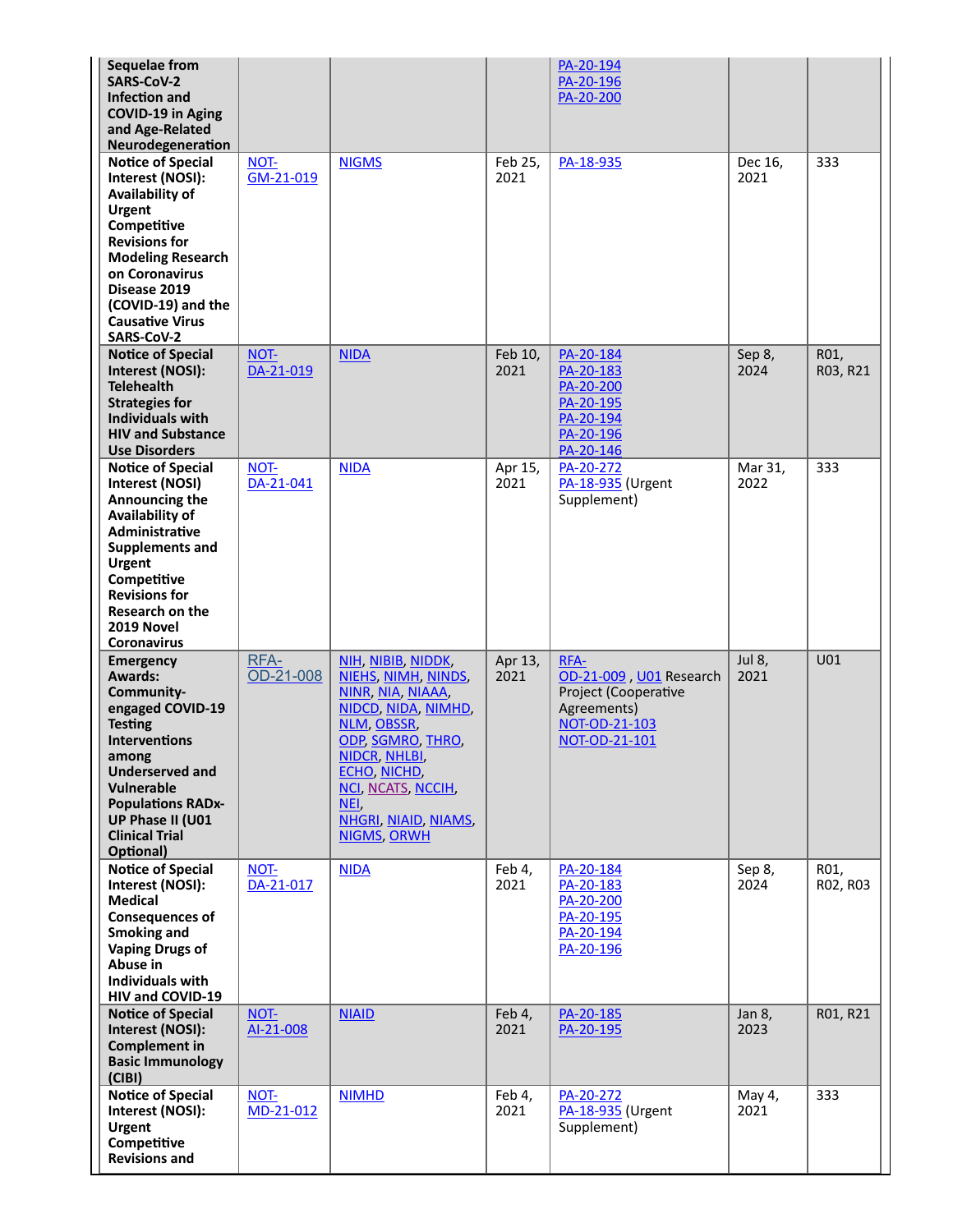| | | | | | | |
|---|---|---|---|---|---|---|
| **Sequelae from SARS-CoV-2 Infection and COVID-19 in Aging and Age-Related Neurodegeneration** | | | | PA-20-194<br>PA-20-196<br>PA-20-200 | | |
| **Notice of Special Interest (NOSI): Availability of Urgent Competitive Revisions for Modeling Research on Coronavirus Disease 2019 (COVID-19) and the Causative Virus SARS-CoV-2** | NOT-GM-21-019 | NIGMS | Feb 25, 2021 | PA-18-935 | Dec 16, 2021 | 333 |
| **Notice of Special Interest (NOSI): Telehealth Strategies for Individuals with HIV and Substance Use Disorders** | NOT-DA-21-019 | NIDA | Feb 10, 2021 | PA-20-184<br>PA-20-183<br>PA-20-200<br>PA-20-195<br>PA-20-194<br>PA-20-196<br>PA-20-146 | Sep 8, 2024 | R01, R03, R21 |
| **Notice of Special Interest (NOSI) Announcing the Availability of Administrative Supplements and Urgent Competitive Revisions for Research on the 2019 Novel Coronavirus** | NOT-DA-21-041 | NIDA | Apr 15, 2021 | PA-20-272<br>PA-18-935 (Urgent Supplement) | Mar 31, 2022 | 333 |
| **Emergency Awards: Community-engaged COVID-19 Testing Interventions among Underserved and Vulnerable Populations RADx-UP Phase II (U01 Clinical Trial Optional)** | RFA-OD-21-008 | NIH, NIBIB, NIDDK, NIEHS, NIMH, NINDS, NINR, NIA, NIAAA, NIDCD, NIDA, NIMHD, NLM, OBSSR, ODP, SGMRO, THRO, NIDCR, NHLBI, ECHO, NICHD, NCI, NCATS, NCCIH, NEI, NHGRI, NIAID, NIAMS, NIGMS, ORWH | Apr 13, 2021 | RFA-OD-21-009 , U01 Research Project (Cooperative Agreements)<br>NOT-OD-21-103<br>NOT-OD-21-101 | Jul 8, 2021 | U01 |
| **Notice of Special Interest (NOSI): Medical Consequences of Smoking and Vaping Drugs of Abuse in Individuals with HIV and COVID-19** | NOT-DA-21-017 | NIDA | Feb 4, 2021 | PA-20-184<br>PA-20-183<br>PA-20-200<br>PA-20-195<br>PA-20-194<br>PA-20-196 | Sep 8, 2024 | R01, R02, R03 |
| **Notice of Special Interest (NOSI): Complement in Basic Immunology (CIBI)** | NOT-AI-21-008 | NIAID | Feb 4, 2021 | PA-20-185<br>PA-20-195 | Jan 8, 2023 | R01, R21 |
| **Notice of Special Interest (NOSI): Urgent Competitive Revisions and** | NOT-MD-21-012 | NIMHD | Feb 4, 2021 | PA-20-272<br>PA-18-935 (Urgent Supplement) | May 4, 2021 | 333 |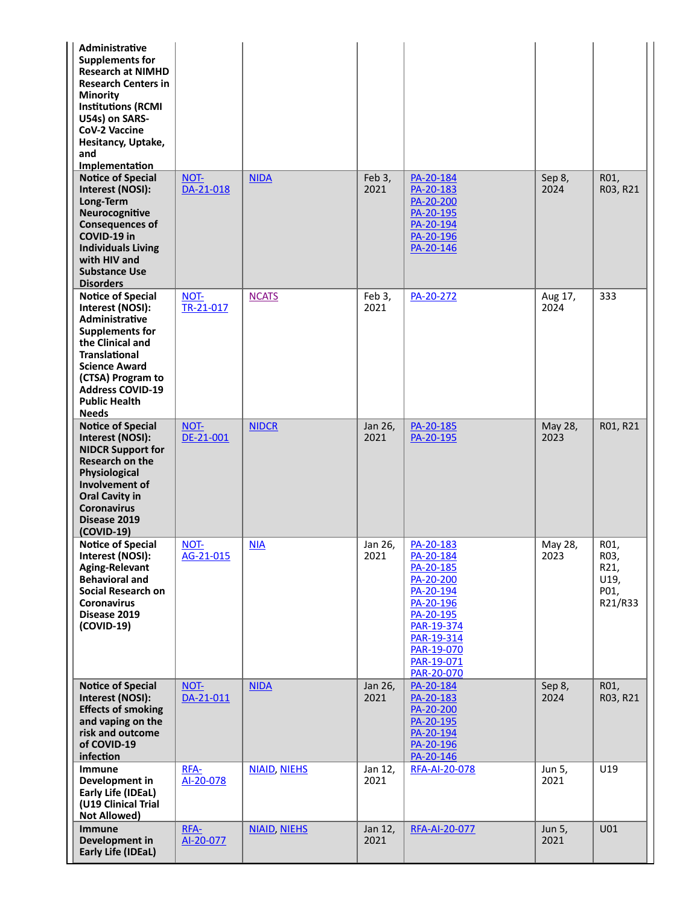| | | | | | | |
|---|---|---|---|---|---|---|
| **Administrative Supplements for Research at NIMHD Research Centers in Minority Institutions (RCMI U54s) on SARS-CoV-2 Vaccine Hesitancy, Uptake, and Implementation** | | | | | | |
| **Notice of Special Interest (NOSI): Long-Term Neurocognitive Consequences of COVID-19 in Individuals Living with HIV and Substance Use Disorders** | NOT-DA-21-018 | NIDA | Feb 3, 2021 | PA-20-184 PA-20-183 PA-20-200 PA-20-195 PA-20-194 PA-20-196 PA-20-146 | Sep 8, 2024 | R01, R03, R21 |
| **Notice of Special Interest (NOSI): Administrative Supplements for the Clinical and Translational Science Award (CTSA) Program to Address COVID-19 Public Health Needs** | NOT-TR-21-017 | NCATS | Feb 3, 2021 | PA-20-272 | Aug 17, 2024 | 333 |
| **Notice of Special Interest (NOSI): NIDCR Support for Research on the Physiological Involvement of Oral Cavity in Coronavirus Disease 2019 (COVID-19)** | NOT-DE-21-001 | NIDCR | Jan 26, 2021 | PA-20-185 PA-20-195 | May 28, 2023 | R01, R21 |
| **Notice of Special Interest (NOSI): Aging-Relevant Behavioral and Social Research on Coronavirus Disease 2019 (COVID-19)** | NOT-AG-21-015 | NIA | Jan 26, 2021 | PA-20-183 PA-20-184 PA-20-185 PA-20-200 PA-20-194 PA-20-196 PA-20-195 PAR-19-374 PAR-19-314 PAR-19-070 PAR-19-071 PAR-20-070 | May 28, 2023 | R01, R03, R21, U19, P01, R21/R33 |
| **Notice of Special Interest (NOSI): Effects of smoking and vaping on the risk and outcome of COVID-19 infection** | NOT-DA-21-011 | NIDA | Jan 26, 2021 | PA-20-184 PA-20-183 PA-20-200 PA-20-195 PA-20-194 PA-20-196 PA-20-146 | Sep 8, 2024 | R01, R03, R21 |
| **Immune Development in Early Life (IDEaL) (U19 Clinical Trial Not Allowed)** | RFA-AI-20-078 | NIAID, NIEHS | Jan 12, 2021 | RFA-AI-20-078 | Jun 5, 2021 | U19 |
| **Immune Development in Early Life (IDEaL)** | RFA-AI-20-077 | NIAID, NIEHS | Jan 12, 2021 | RFA-AI-20-077 | Jun 5, 2021 | U01 |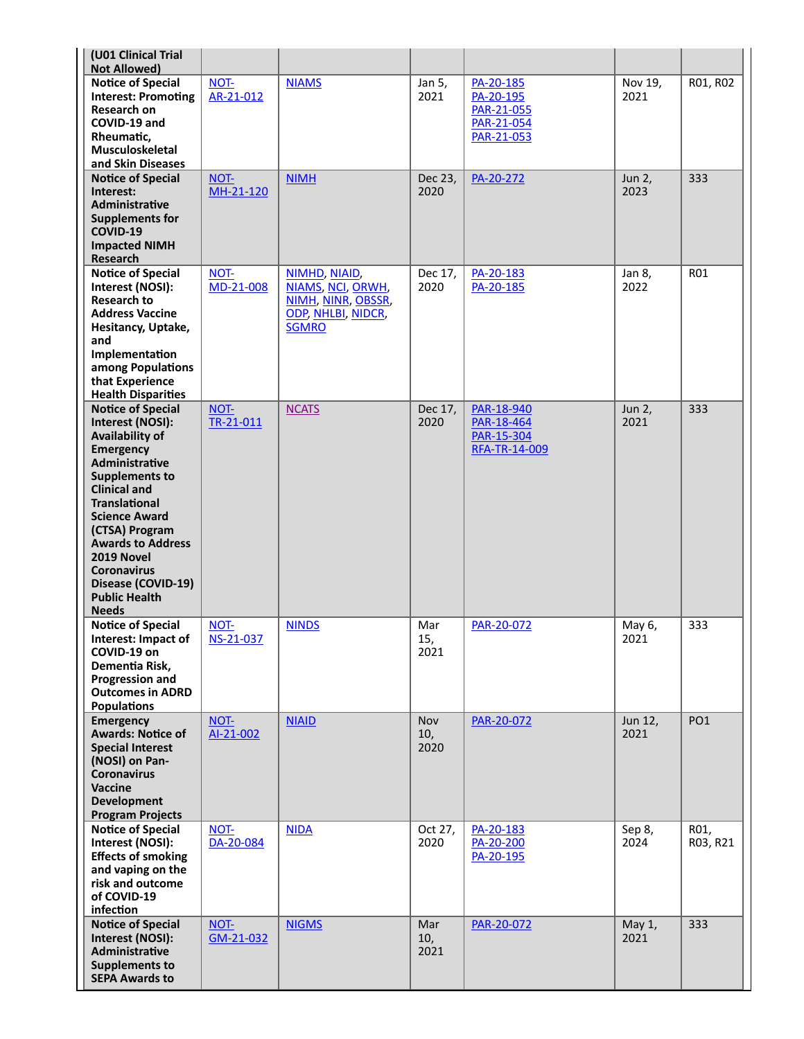| | | | | | | |
|---|---|---|---|---|---|---|
| **(U01 Clinical Trial Not Allowed)** | | | | | | |
| **Notice of Special Interest: Promoting Research on COVID-19 and Rheumatic, Musculoskeletal and Skin Diseases** | NOT-AR-21-012 | NIAMS | Jan 5, 2021 | PA-20-185 PA-20-195 PAR-21-055 PAR-21-054 PAR-21-053 | Nov 19, 2021 | R01, R02 |
| **Notice of Special Interest: Administrative Supplements for COVID-19 Impacted NIMH Research** | NOT-MH-21-120 | NIMH | Dec 23, 2020 | PA-20-272 | Jun 2, 2023 | 333 |
| **Notice of Special Interest (NOSI): Research to Address Vaccine Hesitancy, Uptake, and Implementation among Populations that Experience Health Disparities** | NOT-MD-21-008 | NIMHD, NIAID, NIAMS, NCI, ORWH, NIMH, NINR, OBSSR, ODP, NHLBI, NIDCR, SGMRO | Dec 17, 2020 | PA-20-183 PA-20-185 | Jan 8, 2022 | R01 |
| **Notice of Special Interest (NOSI): Availability of Emergency Administrative Supplements to Clinical and Translational Science Award (CTSA) Program Awards to Address 2019 Novel Coronavirus Disease (COVID-19) Public Health Needs** | NOT-TR-21-011 | NCATS | Dec 17, 2020 | PAR-18-940 PAR-18-464 PAR-15-304 RFA-TR-14-009 | Jun 2, 2021 | 333 |
| **Notice of Special Interest: Impact of COVID-19 on Dementia Risk, Progression and Outcomes in ADRD Populations** | NOT-NS-21-037 | NINDS | Mar 15, 2021 | PAR-20-072 | May 6, 2021 | 333 |
| **Emergency Awards: Notice of Special Interest (NOSI) on Pan-Coronavirus Vaccine Development Program Projects** | NOT-AI-21-002 | NIAID | Nov 10, 2020 | PAR-20-072 | Jun 12, 2021 | PO1 |
| **Notice of Special Interest (NOSI): Effects of smoking and vaping on the risk and outcome of COVID-19 infection** | NOT-DA-20-084 | NIDA | Oct 27, 2020 | PA-20-183 PA-20-200 PA-20-195 | Sep 8, 2024 | R01, R03, R21 |
| **Notice of Special Interest (NOSI): Administrative Supplements to SEPA Awards to** | NOT-GM-21-032 | NIGMS | Mar 10, 2021 | PAR-20-072 | May 1, 2021 | 333 |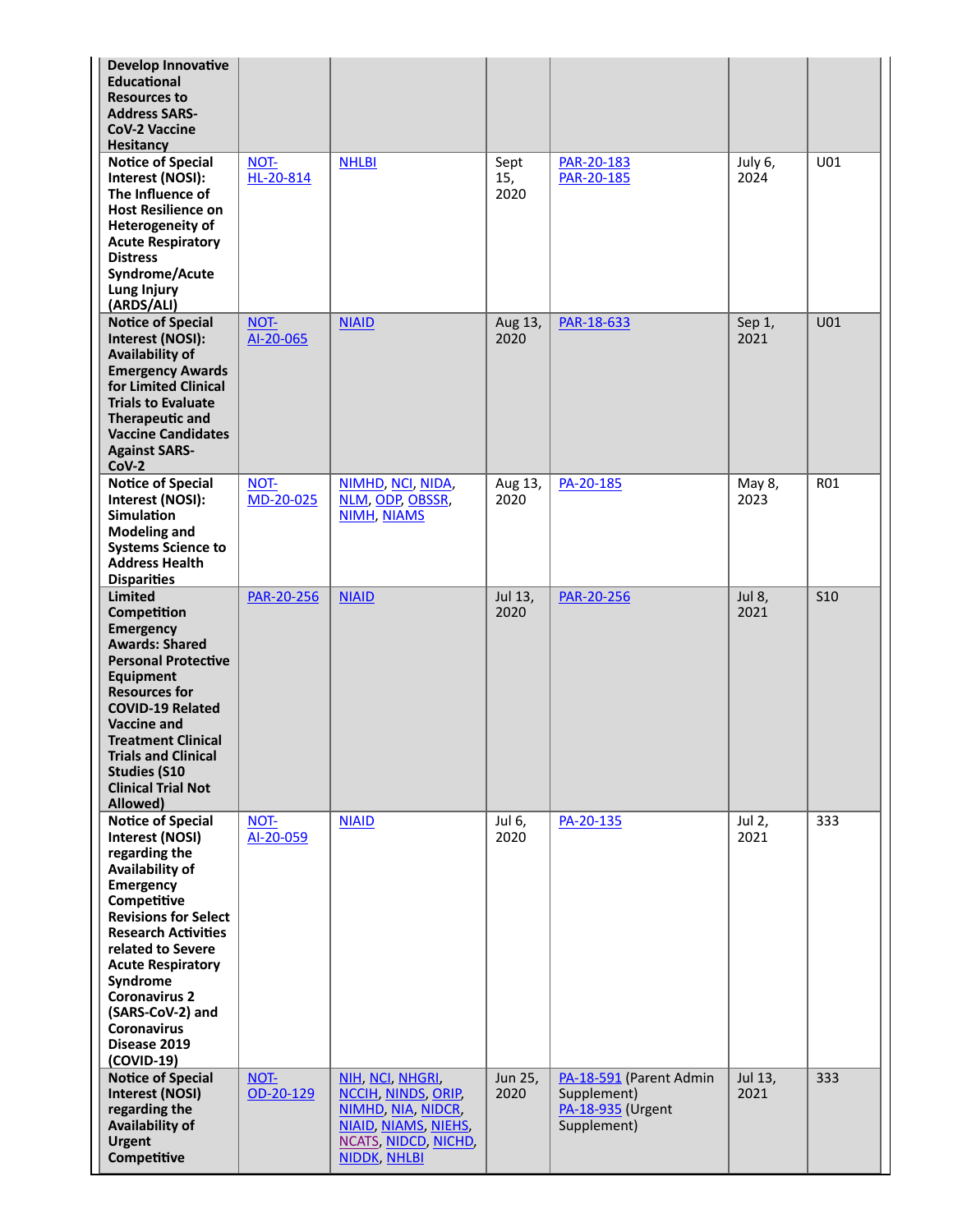| | | | | | | |
|---|---|---|---|---|---|---|
| **Develop Innovative Educational Resources to Address SARS-CoV-2 Vaccine Hesitancy** | | | | | | |
| **Notice of Special Interest (NOSI): The Influence of Host Resilience on Heterogeneity of Acute Respiratory Distress Syndrome/Acute Lung Injury (ARDS/ALI)** | NOT-HL-20-814 | NHLBI | Sept 15, 2020 | PAR-20-183 PAR-20-185 | July 6, 2024 | U01 |
| **Notice of Special Interest (NOSI): Availability of Emergency Awards for Limited Clinical Trials to Evaluate Therapeutic and Vaccine Candidates Against SARS-CoV-2** | NOT-AI-20-065 | NIAID | Aug 13, 2020 | PAR-18-633 | Sep 1, 2021 | U01 |
| **Notice of Special Interest (NOSI): Simulation Modeling and Systems Science to Address Health Disparities** | NOT-MD-20-025 | NIMHD, NCI, NIDA, NLM, ODP, OBSSR, NIMH, NIAMS | Aug 13, 2020 | PA-20-185 | May 8, 2023 | R01 |
| **Limited Competition Emergency Awards: Shared Personal Protective Equipment Resources for COVID-19 Related Vaccine and Treatment Clinical Trials and Clinical Studies (S10 Clinical Trial Not Allowed)** | PAR-20-256 | NIAID | Jul 13, 2020 | PAR-20-256 | Jul 8, 2021 | S10 |
| **Notice of Special Interest (NOSI) regarding the Availability of Emergency Competitive Revisions for Select Research Activities related to Severe Acute Respiratory Syndrome Coronavirus 2 (SARS-CoV-2) and Coronavirus Disease 2019 (COVID-19)** | NOT-AI-20-059 | NIAID | Jul 6, 2020 | PA-20-135 | Jul 2, 2021 | 333 |
| **Notice of Special Interest (NOSI) regarding the Availability of Urgent Competitive** | NOT-OD-20-129 | NIH, NCI, NHGRI, NCCIH, NINDS, ORIP, NIMHD, NIA, NIDCR, NIAID, NIAMS, NIEHS, NCATS, NIDCD, NICHD, NIDDK, NHLBI | Jun 25, 2020 | PA-18-591 (Parent Admin Supplement) PA-18-935 (Urgent Supplement) | Jul 13, 2021 | 333 |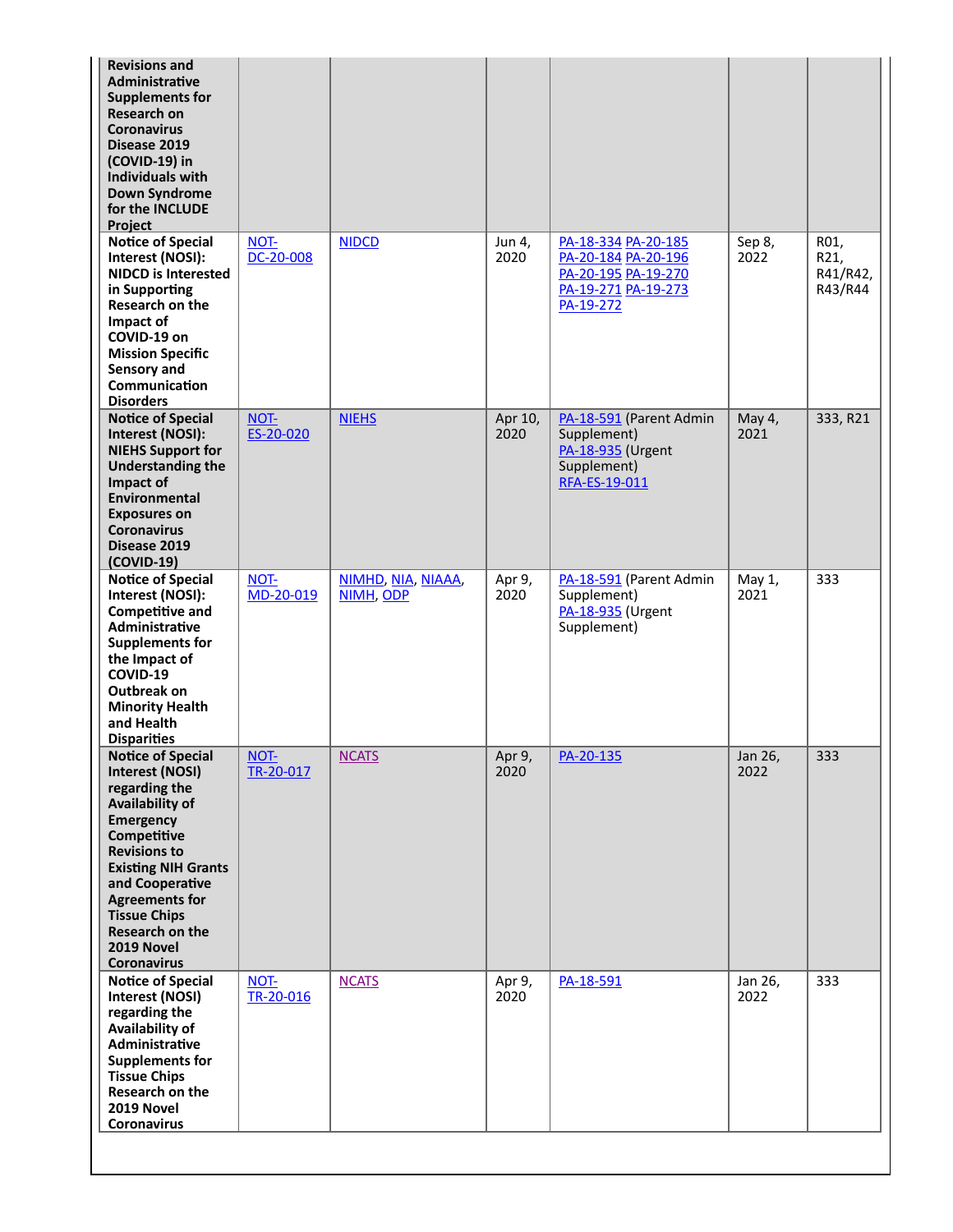| | | | | | | |
|---|---|---|---|---|---|---|
| **Revisions and Administrative Supplements for Research on Coronavirus Disease 2019 (COVID-19) in Individuals with Down Syndrome for the INCLUDE Project** | | | | | | |
| **Notice of Special Interest (NOSI): NIDCD is Interested in Supporting Research on the Impact of COVID-19 on Mission Specific Sensory and Communication Disorders** | NOT-DC-20-008 | NIDCD | Jun 4, 2020 | PA-18-334 PA-20-185 PA-20-184 PA-20-196 PA-20-195 PA-19-270 PA-19-271 PA-19-273 PA-19-272 | Sep 8, 2022 | R01, R21, R41/R42, R43/R44 |
| **Notice of Special Interest (NOSI): NIEHS Support for Understanding the Impact of Environmental Exposures on Coronavirus Disease 2019 (COVID-19)** | NOT-ES-20-020 | NIEHS | Apr 10, 2020 | PA-18-591 (Parent Admin Supplement) PA-18-935 (Urgent Supplement) RFA-ES-19-011 | May 4, 2021 | 333, R21 |
| **Notice of Special Interest (NOSI): Competitive and Administrative Supplements for the Impact of COVID-19 Outbreak on Minority Health and Health Disparities** | NOT-MD-20-019 | NIMHD, NIA, NIAAA, NIMH, ODP | Apr 9, 2020 | PA-18-591 (Parent Admin Supplement) PA-18-935 (Urgent Supplement) | May 1, 2021 | 333 |
| **Notice of Special Interest (NOSI) regarding the Availability of Emergency Competitive Revisions to Existing NIH Grants and Cooperative Agreements for Tissue Chips Research on the 2019 Novel Coronavirus** | NOT-TR-20-017 | NCATS | Apr 9, 2020 | PA-20-135 | Jan 26, 2022 | 333 |
| **Notice of Special Interest (NOSI) regarding the Availability of Administrative Supplements for Tissue Chips Research on the 2019 Novel Coronavirus** | NOT-TR-20-016 | NCATS | Apr 9, 2020 | PA-18-591 | Jan 26, 2022 | 333 |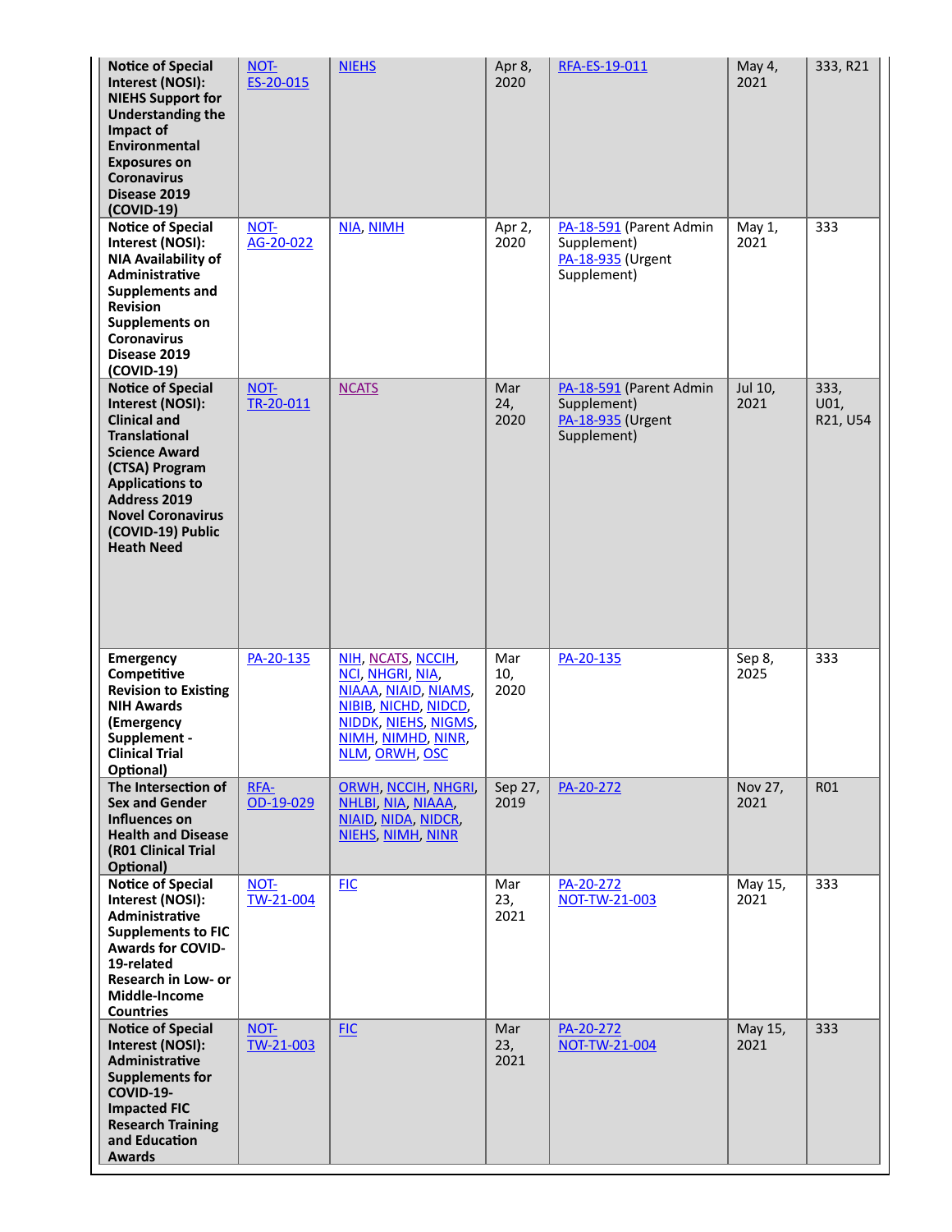| | | | | | | |
|---|---|---|---|---|---|---|
| **Notice of Special Interest (NOSI): NIEHS Support for Understanding the Impact of Environmental Exposures on Coronavirus Disease 2019 (COVID-19)** | NOT-ES-20-015 | NIEHS | Apr 8, 2020 | RFA-ES-19-011 | May 4, 2021 | 333, R21 |
| **Notice of Special Interest (NOSI): NIA Availability of Administrative Supplements and Revision Supplements on Coronavirus Disease 2019 (COVID-19)** | NOT-AG-20-022 | NIA, NIMH | Apr 2, 2020 | PA-18-591 (Parent Admin Supplement) PA-18-935 (Urgent Supplement) | May 1, 2021 | 333 |
| **Notice of Special Interest (NOSI): Clinical and Translational Science Award (CTSA) Program Applications to Address 2019 Novel Coronavirus (COVID-19) Public Heath Need** | NOT-TR-20-011 | NCATS | Mar 24, 2020 | PA-18-591 (Parent Admin Supplement) PA-18-935 (Urgent Supplement) | Jul 10, 2021 | 333, U01, R21, U54 |
| **Emergency Competitive Revision to Existing NIH Awards (Emergency Supplement - Clinical Trial Optional)** | PA-20-135 | NIH, NCATS, NCCIH, NCI, NHGRI, NIA, NIAAA, NIAID, NIAMS, NIBIB, NICHD, NIDCD, NIDDK, NIEHS, NIGMS, NIMH, NIMHD, NINR, NLM, ORWH, OSC | Mar 10, 2020 | PA-20-135 | Sep 8, 2025 | 333 |
| **The Intersection of Sex and Gender Influences on Health and Disease (R01 Clinical Trial Optional)** | RFA-OD-19-029 | ORWH, NCCIH, NHGRI, NHLBI, NIA, NIAAA, NIAID, NIDA, NIDCR, NIEHS, NIMH, NINR | Sep 27, 2019 | PA-20-272 | Nov 27, 2021 | R01 |
| **Notice of Special Interest (NOSI): Administrative Supplements to FIC Awards for COVID-19-related Research in Low- or Middle-Income Countries** | NOT-TW-21-004 | FIC | Mar 23, 2021 | PA-20-272 NOT-TW-21-003 | May 15, 2021 | 333 |
| **Notice of Special Interest (NOSI): Administrative Supplements for COVID-19-Impacted FIC Research Training and Education Awards** | NOT-TW-21-003 | FIC | Mar 23, 2021 | PA-20-272 NOT-TW-21-004 | May 15, 2021 | 333 |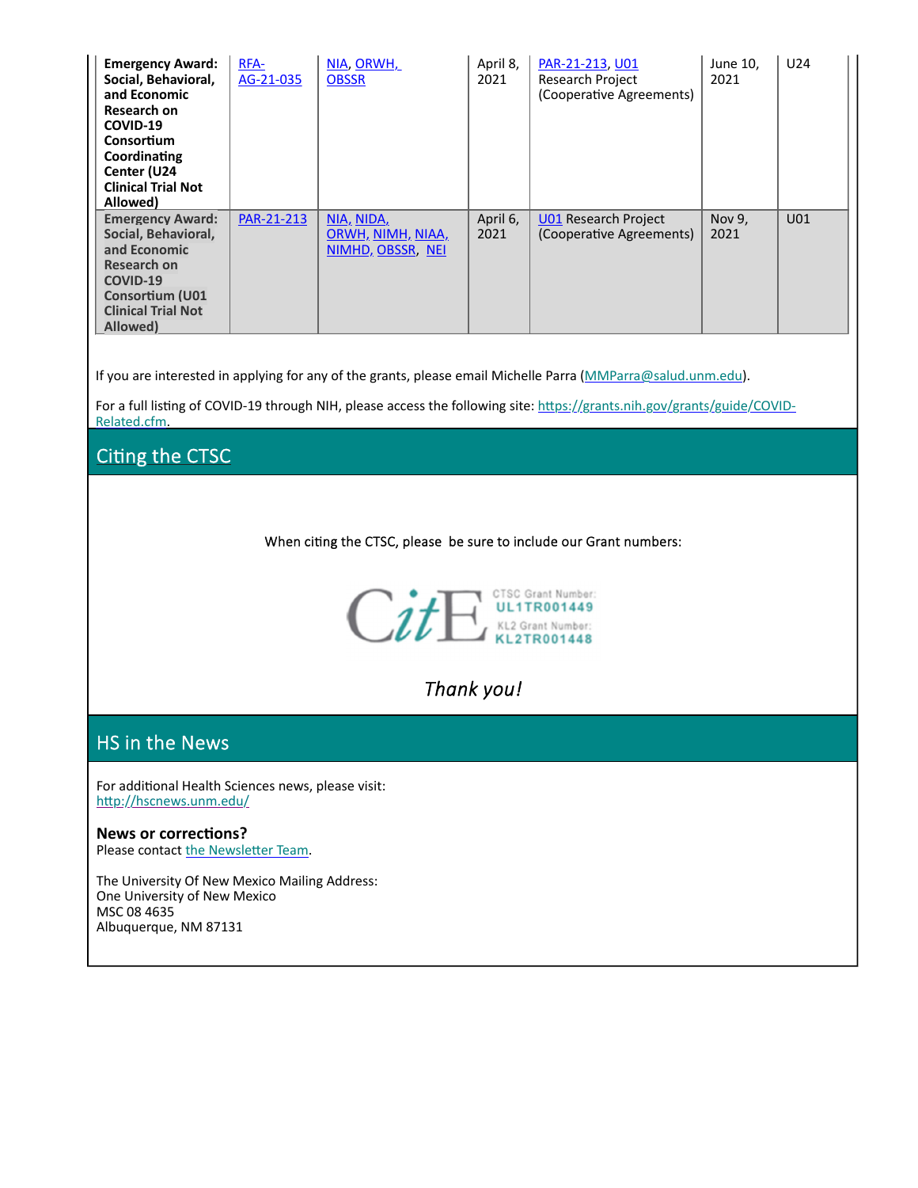| | | | | | | |
|---|---|---|---|---|---|---|
| **Emergency Award: Social, Behavioral, and Economic Research on COVID-19 Consortium Coordinating Center (U24 Clinical Trial Not Allowed)** | RFA-AG-21-035 | NIA, ORWH, OBSSR | April 8, 2021 | PAR-21-213, U01 Research Project (Cooperative Agreements) | June 10, 2021 | U24 |
| **Emergency Award: Social, Behavioral, and Economic Research on COVID-19 Consortium (U01 Clinical Trial Not Allowed)** | PAR-21-213 | NIA, NIDA, ORWH, NIMH, NIAA, NIMHD, OBSSR, NEI | April 6, 2021 | U01 Research Project (Cooperative Agreements) | Nov 9, 2021 | U01 |

If you are interested in applying for any of the grants, please email Michelle Parra (MMParra@salud.unm.edu).

For a full listing of COVID-19 through NIH, please access the following site: https://grants.nih.gov/grants/guide/COVID-Related.cfm.

## Citing the CTSC

When citing the CTSC, please be sure to include our Grant numbers:

CitE

CTSC Grant Number: UL1TR001449

KL2 Grant Number: KL2TR001448

*Thank you!*

## HS in the News

For additional Health Sciences news, please visit:
http://hscnews.unm.edu/

**News or corrections?**
Please contact the Newsletter Team.

The University Of New Mexico Mailing Address:
One University of New Mexico
MSC 08 4635
Albuquerque, NM 87131